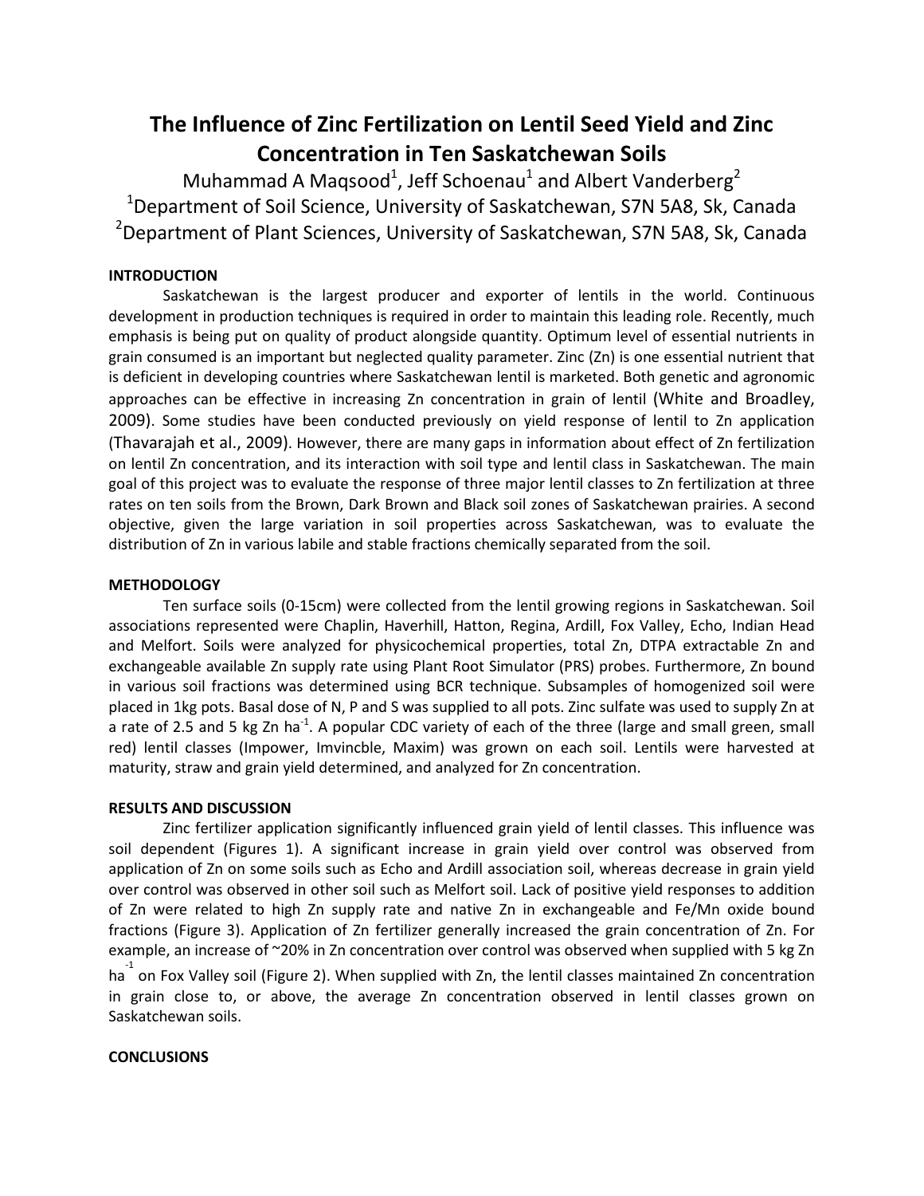# The Influence of Zinc Fertilization on Lentil Seed Yield and Zinc Concentration in Ten Saskatchewan Soils

Muhammad A Maqsood[1], Jeff Schoenau[1] and Albert Vanderberg[2]

[1]Department of Soil Science, University of Saskatchewan, S7N 5A8, Sk, Canada

[2]Department of Plant Sciences, University of Saskatchewan, S7N 5A8, Sk, Canada

## INTRODUCTION

Saskatchewan is the largest producer and exporter of lentils in the world. Continuous development in production techniques is required in order to maintain this leading role. Recently, much emphasis is being put on quality of product alongside quantity. Optimum level of essential nutrients in grain consumed is an important but neglected quality parameter. Zinc (Zn) is one essential nutrient that is deficient in developing countries where Saskatchewan lentil is marketed. Both genetic and agronomic approaches can be effective in increasing Zn concentration in grain of lentil (White and Broadley, 2009). Some studies have been conducted previously on yield response of lentil to Zn application (Thavarajah et al., 2009). However, there are many gaps in information about effect of Zn fertilization on lentil Zn concentration, and its interaction with soil type and lentil class in Saskatchewan. The main goal of this project was to evaluate the response of three major lentil classes to Zn fertilization at three rates on ten soils from the Brown, Dark Brown and Black soil zones of Saskatchewan prairies. A second objective, given the large variation in soil properties across Saskatchewan, was to evaluate the distribution of Zn in various labile and stable fractions chemically separated from the soil.

## METHODOLOGY

Ten surface soils (0-15cm) were collected from the lentil growing regions in Saskatchewan. Soil associations represented were Chaplin, Haverhill, Hatton, Regina, Ardill, Fox Valley, Echo, Indian Head and Melfort. Soils were analyzed for physicochemical properties, total Zn, DTPA extractable Zn and exchangeable available Zn supply rate using Plant Root Simulator (PRS) probes. Furthermore, Zn bound in various soil fractions was determined using BCR technique. Subsamples of homogenized soil were placed in 1kg pots. Basal dose of N, P and S was supplied to all pots. Zinc sulfate was used to supply Zn at a rate of 2.5 and 5 kg Zn $ha^{-1}$. A popular CDC variety of each of the three (large and small green, small red) lentil classes (Impower, Imvincble, Maxim) was grown on each soil. Lentils were harvested at maturity, straw and grain yield determined, and analyzed for Zn concentration.

## RESULTS AND DISCUSSION

Zinc fertilizer application significantly influenced grain yield of lentil classes. This influence was soil dependent (Figures 1). A significant increase in grain yield over control was observed from application of Zn on some soils such as Echo and Ardill association soil, whereas decrease in grain yield over control was observed in other soil such as Melfort soil. Lack of positive yield responses to addition of Zn were related to high Zn supply rate and native Zn in exchangeable and Fe/Mn oxide bound fractions (Figure 3). Application of Zn fertilizer generally increased the grain concentration of Zn. For example, an increase of ~20% in Zn concentration over control was observed when supplied with 5 kg Zn $ha^{-1}$ on Fox Valley soil (Figure 2). When supplied with Zn, the lentil classes maintained Zn concentration in grain close to, or above, the average Zn concentration observed in lentil classes grown on Saskatchewan soils.

## CONCLUSIONS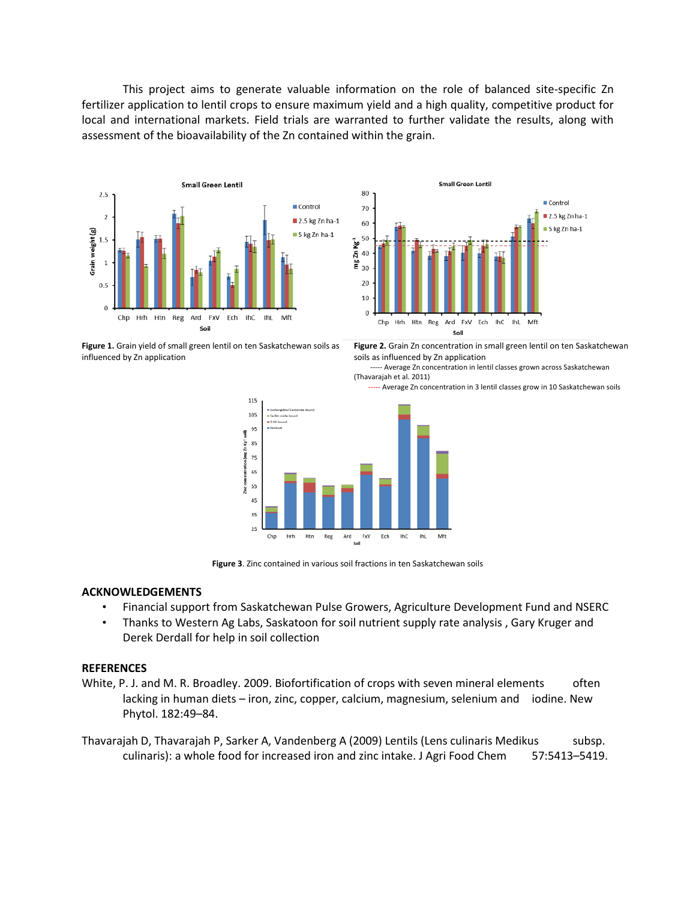This project aims to generate valuable information on the role of balanced site-specific Zn fertilizer application to lentil crops to ensure maximum yield and a high quality, competitive product for local and international markets. Field trials are warranted to further validate the results, along with assessment of the bioavailability of the Zn contained within the grain.

Small Green Lentil

Grain weight (g)

2.5
2
1.5
1
0.5
0

Chp Hrh Htn Reg Ard FxV Ech IhC IhL Mft

Soil

Control
2.5 kg Zn ha-1
5 kg Zn ha-1

**Figure 1.** Grain yield of small green lentil on ten Saskatchewan soils as influenced by Zn application

Small Green Lentil

mg Zn Kg-1

80
70
60
50
40
30
20
10
0

Chp Hrh Htn Reg Ard FxV Ech IhC IhL Mft

Soil

Control
2.5 kg Zn ha-1
5 kg Zn ha-1

**Figure 2.** Grain Zn concentration in small green lentil on ten Saskatchewan soils as influenced by Zn application

----- Average Zn concentration in lentil classes grown across Saskatchewan (Thavarajah et al. 2011)

----- Average Zn concentration in 3 lentil classes grow in 10 Saskatchewan soils

Zinc concentration (mg Zn Kg-1 soil)

115
105
95
85
75
65
55
45
35
25

Chp Hrh Htn Reg Ard FxV Ech IhC IhL Mft

Soil

Exchangable/Carbonate bound
Fe-Mn oxide bound
O.M bound
Residual

**Figure 3**. Zinc contained in various soil fractions in ten Saskatchewan soils

## ACKNOWLEDGEMENTS

- Financial support from Saskatchewan Pulse Growers, Agriculture Development Fund and NSERC
- Thanks to Western Ag Labs, Saskatoon for soil nutrient supply rate analysis , Gary Kruger and Derek Derdall for help in soil collection

## REFERENCES

White, P. J. and M. R. Broadley. 2009. Biofortification of crops with seven mineral elements often lacking in human diets – iron, zinc, copper, calcium, magnesium, selenium and iodine. New Phytol. 182:49–84.

Thavarajah D, Thavarajah P, Sarker A, Vandenberg A (2009) Lentils (Lens culinaris Medikus subsp. culinaris): a whole food for increased iron and zinc intake. J Agri Food Chem 57:5413–5419.